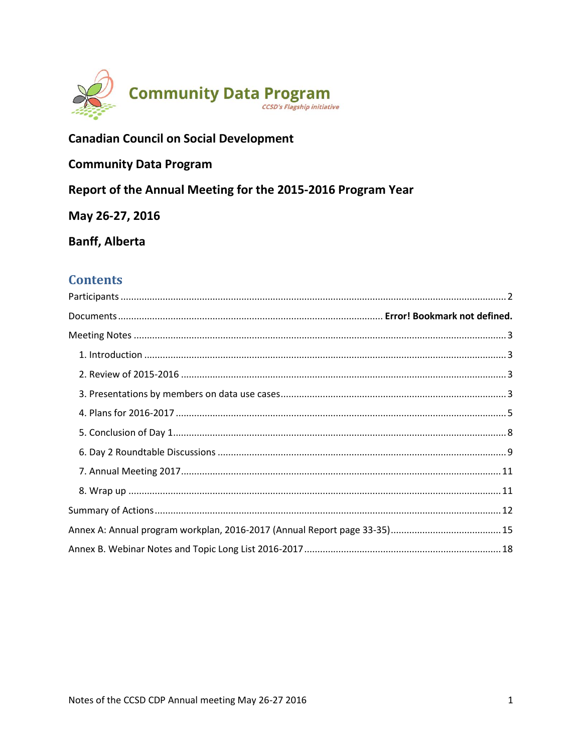Community Data Program

*CCSD's Flagship initiative*

**Canadian Council on Social Development**

**Community Data Program**

**Report of the Annual Meeting for the 2015-2016 Program Year**

**May 26-27, 2016**

**Banff, Alberta**

## Contents

Participants ..... 2

Documents ..... **Error! Bookmark not defined.**

Meeting Notes ..... 3

- 1. Introduction ..... 3
- 2. Review of 2015-2016 ..... 3
- 3. Presentations by members on data use cases ..... 3
- 4. Plans for 2016-2017 ..... 5
- 5. Conclusion of Day 1 ..... 8
- 6. Day 2 Roundtable Discussions ..... 9
- 7. Annual Meeting 2017 ..... 11
- 8. Wrap up ..... 11

Summary of Actions ..... 12

Annex A: Annual program workplan, 2016-2017 (Annual Report page 33-35) ..... 15

Annex B. Webinar Notes and Topic Long List 2016-2017 ..... 18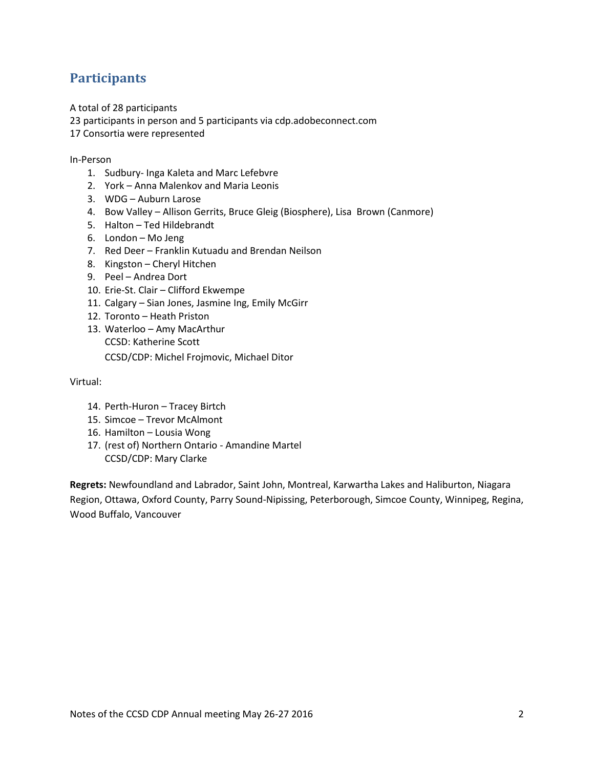## Participants

A total of 28 participants
23 participants in person and 5 participants via cdp.adobeconnect.com
17 Consortia were represented

In-Person

1. Sudbury- Inga Kaleta and Marc Lefebvre
2. York – Anna Malenkov and Maria Leonis
3. WDG – Auburn Larose
4. Bow Valley – Allison Gerrits, Bruce Gleig (Biosphere), Lisa Brown (Canmore)
5. Halton – Ted Hildebrandt
6. London – Mo Jeng
7. Red Deer – Franklin Kutuadu and Brendan Neilson
8. Kingston – Cheryl Hitchen
9. Peel – Andrea Dort
10. Erie-St. Clair – Clifford Ekwempe
11. Calgary – Sian Jones, Jasmine Ing, Emily McGirr
12. Toronto – Heath Priston
13. Waterloo – Amy MacArthur
    CCSD: Katherine Scott
    CCSD/CDP: Michel Frojmovic, Michael Ditor

Virtual:

14. Perth-Huron – Tracey Birtch
15. Simcoe – Trevor McAlmont
16. Hamilton – Lousia Wong
17. (rest of) Northern Ontario - Amandine Martel
    CCSD/CDP: Mary Clarke

**Regrets:** Newfoundland and Labrador, Saint John, Montreal, Karwartha Lakes and Haliburton, Niagara Region, Ottawa, Oxford County, Parry Sound-Nipissing, Peterborough, Simcoe County, Winnipeg, Regina, Wood Buffalo, Vancouver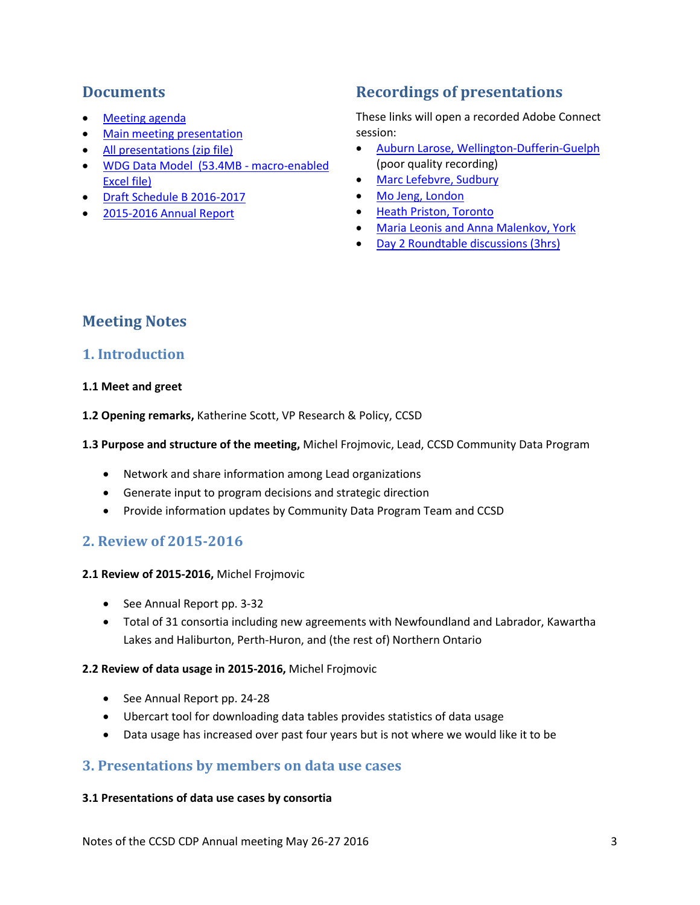## Documents

- Meeting agenda
- Main meeting presentation
- All presentations (zip file)
- WDG Data Model (53.4MB - macro-enabled Excel file)
- Draft Schedule B 2016-2017
- 2015-2016 Annual Report

## Recordings of presentations

These links will open a recorded Adobe Connect session:

- Auburn Larose, Wellington-Dufferin-Guelph (poor quality recording)
- Marc Lefebvre, Sudbury
- Mo Jeng, London
- Heath Priston, Toronto
- Maria Leonis and Anna Malenkov, York
- Day 2 Roundtable discussions (3hrs)

# Meeting Notes

## 1. Introduction

**1.1 Meet and greet**

**1.2 Opening remarks,** Katherine Scott, VP Research & Policy, CCSD

**1.3 Purpose and structure of the meeting,** Michel Frojmovic, Lead, CCSD Community Data Program

- Network and share information among Lead organizations
- Generate input to program decisions and strategic direction
- Provide information updates by Community Data Program Team and CCSD

## 2. Review of 2015-2016

**2.1 Review of 2015-2016,** Michel Frojmovic

- See Annual Report pp. 3-32
- Total of 31 consortia including new agreements with Newfoundland and Labrador, Kawartha Lakes and Haliburton, Perth-Huron, and (the rest of) Northern Ontario

**2.2 Review of data usage in 2015-2016,** Michel Frojmovic

- See Annual Report pp. 24-28
- Ubercart tool for downloading data tables provides statistics of data usage
- Data usage has increased over past four years but is not where we would like it to be

## 3. Presentations by members on data use cases

**3.1 Presentations of data use cases by consortia**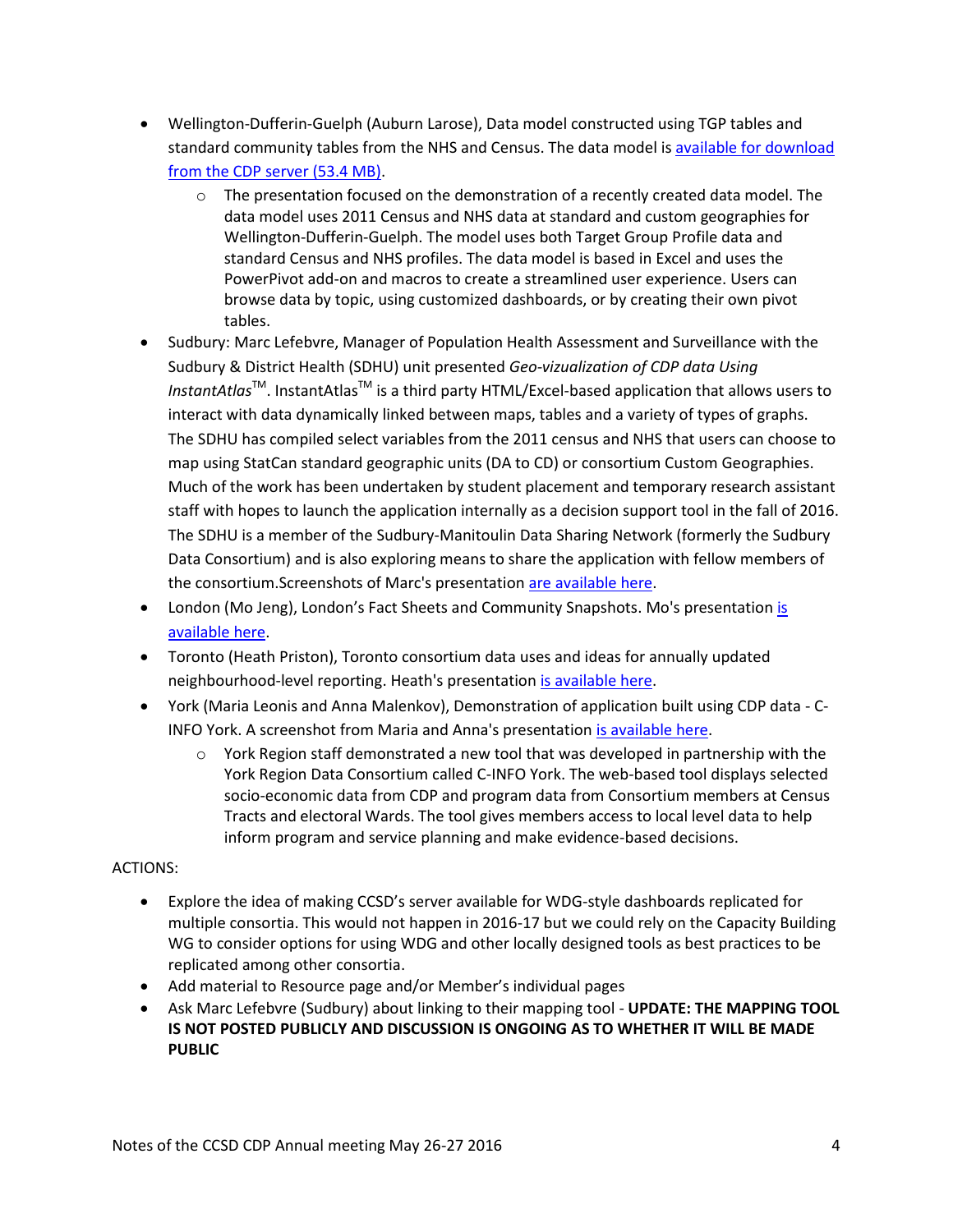- Wellington-Dufferin-Guelph (Auburn Larose), Data model constructed using TGP tables and standard community tables from the NHS and Census. The data model is available for download from the CDP server (53.4 MB).
    - The presentation focused on the demonstration of a recently created data model. The data model uses 2011 Census and NHS data at standard and custom geographies for Wellington-Dufferin-Guelph. The model uses both Target Group Profile data and standard Census and NHS profiles. The data model is based in Excel and uses the PowerPivot add-on and macros to create a streamlined user experience. Users can browse data by topic, using customized dashboards, or by creating their own pivot tables.
- Sudbury: Marc Lefebvre, Manager of Population Health Assessment and Surveillance with the Sudbury & District Health (SDHU) unit presented *Geo-vizualization of CDP data Using InstantAtlas™*. InstantAtlas™ is a third party HTML/Excel-based application that allows users to interact with data dynamically linked between maps, tables and a variety of types of graphs. The SDHU has compiled select variables from the 2011 census and NHS that users can choose to map using StatCan standard geographic units (DA to CD) or consortium Custom Geographies. Much of the work has been undertaken by student placement and temporary research assistant staff with hopes to launch the application internally as a decision support tool in the fall of 2016. The SDHU is a member of the Sudbury-Manitoulin Data Sharing Network (formerly the Sudbury Data Consortium) and is also exploring means to share the application with fellow members of the consortium.Screenshots of Marc's presentation are available here.
- London (Mo Jeng), London's Fact Sheets and Community Snapshots. Mo's presentation is available here.
- Toronto (Heath Priston), Toronto consortium data uses and ideas for annually updated neighbourhood-level reporting. Heath's presentation is available here.
- York (Maria Leonis and Anna Malenkov), Demonstration of application built using CDP data - C-INFO York. A screenshot from Maria and Anna's presentation is available here.
    - York Region staff demonstrated a new tool that was developed in partnership with the York Region Data Consortium called C-INFO York. The web-based tool displays selected socio-economic data from CDP and program data from Consortium members at Census Tracts and electoral Wards. The tool gives members access to local level data to help inform program and service planning and make evidence-based decisions.

ACTIONS:

- Explore the idea of making CCSD's server available for WDG-style dashboards replicated for multiple consortia. This would not happen in 2016-17 but we could rely on the Capacity Building WG to consider options for using WDG and other locally designed tools as best practices to be replicated among other consortia.
- Add material to Resource page and/or Member's individual pages
- Ask Marc Lefebvre (Sudbury) about linking to their mapping tool - **UPDATE: THE MAPPING TOOL IS NOT POSTED PUBLICLY AND DISCUSSION IS ONGOING AS TO WHETHER IT WILL BE MADE PUBLIC**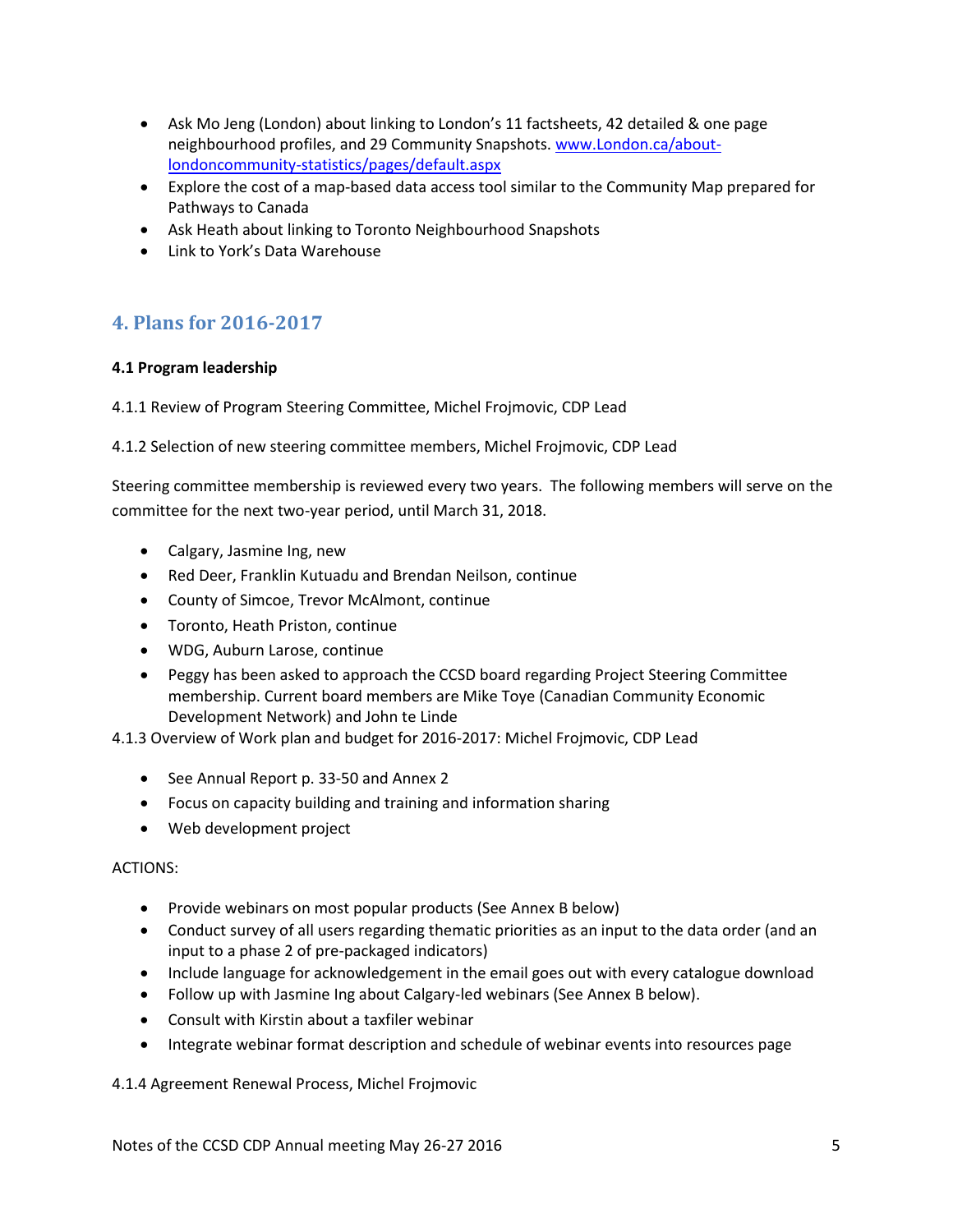- Ask Mo Jeng (London) about linking to London's 11 factsheets, 42 detailed & one page neighbourhood profiles, and 29 Community Snapshots. [www.London.ca/about-londoncommunity-statistics/pages/default.aspx](www.London.ca/about-londoncommunity-statistics/pages/default.aspx)
- Explore the cost of a map-based data access tool similar to the Community Map prepared for Pathways to Canada
- Ask Heath about linking to Toronto Neighbourhood Snapshots
- Link to York's Data Warehouse

## 4. Plans for 2016-2017

**4.1 Program leadership**

4.1.1 Review of Program Steering Committee, Michel Frojmovic, CDP Lead

4.1.2 Selection of new steering committee members, Michel Frojmovic, CDP Lead

Steering committee membership is reviewed every two years. The following members will serve on the committee for the next two-year period, until March 31, 2018.

- Calgary, Jasmine Ing, new
- Red Deer, Franklin Kutuadu and Brendan Neilson, continue
- County of Simcoe, Trevor McAlmont, continue
- Toronto, Heath Priston, continue
- WDG, Auburn Larose, continue
- Peggy has been asked to approach the CCSD board regarding Project Steering Committee membership. Current board members are Mike Toye (Canadian Community Economic Development Network) and John te Linde

4.1.3 Overview of Work plan and budget for 2016-2017: Michel Frojmovic, CDP Lead

- See Annual Report p. 33-50 and Annex 2
- Focus on capacity building and training and information sharing
- Web development project

ACTIONS:

- Provide webinars on most popular products (See Annex B below)
- Conduct survey of all users regarding thematic priorities as an input to the data order (and an input to a phase 2 of pre-packaged indicators)
- Include language for acknowledgement in the email goes out with every catalogue download
- Follow up with Jasmine Ing about Calgary-led webinars (See Annex B below).
- Consult with Kirstin about a taxfiler webinar
- Integrate webinar format description and schedule of webinar events into resources page

4.1.4 Agreement Renewal Process, Michel Frojmovic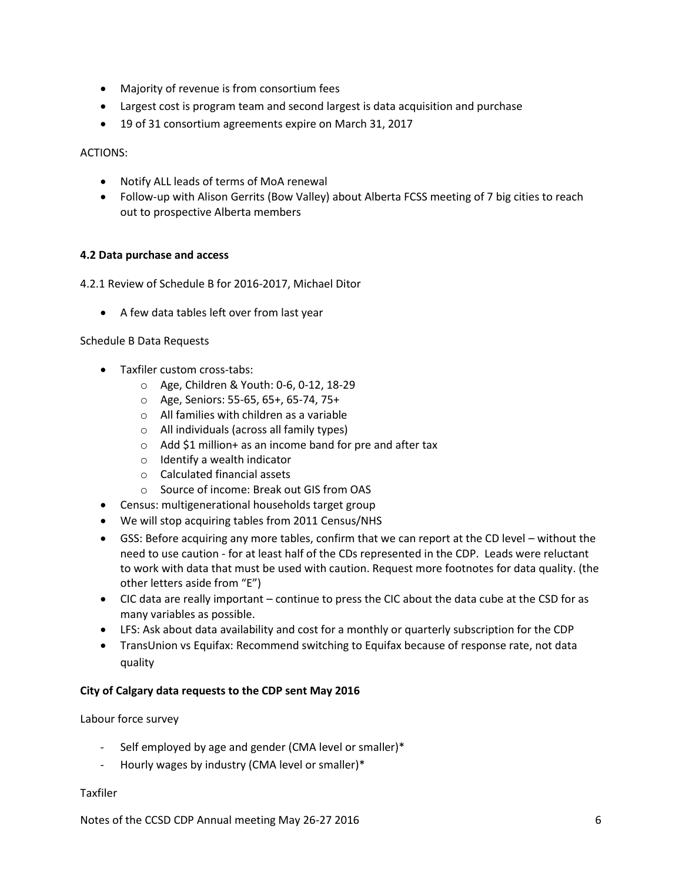- Majority of revenue is from consortium fees
- Largest cost is program team and second largest is data acquisition and purchase
- 19 of 31 consortium agreements expire on March 31, 2017

ACTIONS:

- Notify ALL leads of terms of MoA renewal
- Follow-up with Alison Gerrits (Bow Valley) about Alberta FCSS meeting of 7 big cities to reach out to prospective Alberta members

**4.2 Data purchase and access**

4.2.1 Review of Schedule B for 2016-2017, Michael Ditor

- A few data tables left over from last year

Schedule B Data Requests

- Taxfiler custom cross-tabs:
  - Age, Children & Youth: 0-6, 0-12, 18-29
  - Age, Seniors: 55-65, 65+, 65-74, 75+
  - All families with children as a variable
  - All individuals (across all family types)
  - Add $1 million+ as an income band for pre and after tax
  - Identify a wealth indicator
  - Calculated financial assets
  - Source of income: Break out GIS from OAS
- Census: multigenerational households target group
- We will stop acquiring tables from 2011 Census/NHS
- GSS: Before acquiring any more tables, confirm that we can report at the CD level – without the need to use caution - for at least half of the CDs represented in the CDP. Leads were reluctant to work with data that must be used with caution. Request more footnotes for data quality. (the other letters aside from "E")
- CIC data are really important – continue to press the CIC about the data cube at the CSD for as many variables as possible.
- LFS: Ask about data availability and cost for a monthly or quarterly subscription for the CDP
- TransUnion vs Equifax: Recommend switching to Equifax because of response rate, not data quality

**City of Calgary data requests to the CDP sent May 2016**

Labour force survey

- Self employed by age and gender (CMA level or smaller)*
- Hourly wages by industry (CMA level or smaller)*

Taxfiler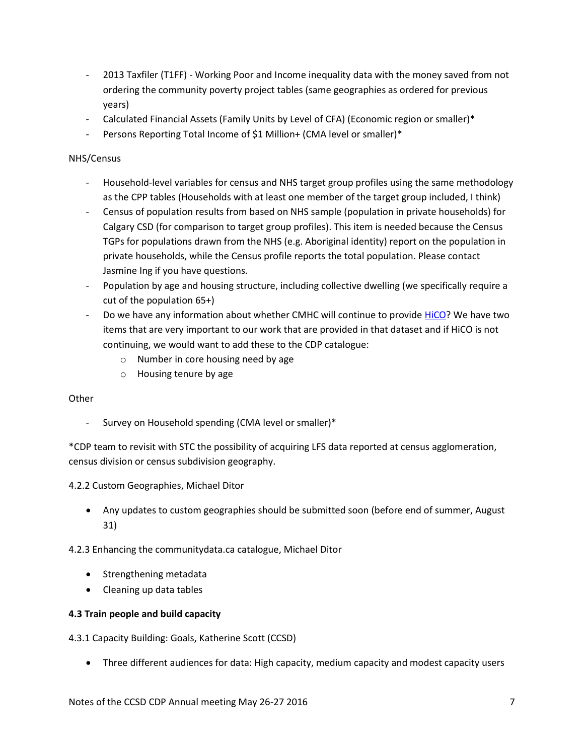- 2013 Taxfiler (T1FF) - Working Poor and Income inequality data with the money saved from not ordering the community poverty project tables (same geographies as ordered for previous years)
- Calculated Financial Assets (Family Units by Level of CFA) (Economic region or smaller)*
- Persons Reporting Total Income of $1 Million+ (CMA level or smaller)*

NHS/Census

- Household-level variables for census and NHS target group profiles using the same methodology as the CPP tables (Households with at least one member of the target group included, I think)
- Census of population results from based on NHS sample (population in private households) for Calgary CSD (for comparison to target group profiles). This item is needed because the Census TGPs for populations drawn from the NHS (e.g. Aboriginal identity) report on the population in private households, while the Census profile reports the total population. Please contact Jasmine Ing if you have questions.
- Population by age and housing structure, including collective dwelling (we specifically require a cut of the population 65+)
- Do we have any information about whether CMHC will continue to provide HiCO? We have two items that are very important to our work that are provided in that dataset and if HiCO is not continuing, we would want to add these to the CDP catalogue:
  - Number in core housing need by age
  - Housing tenure by age

Other

- Survey on Household spending (CMA level or smaller)*

*CDP team to revisit with STC the possibility of acquiring LFS data reported at census agglomeration, census division or census subdivision geography.

4.2.2 Custom Geographies, Michael Ditor

- Any updates to custom geographies should be submitted soon (before end of summer, August 31)

4.2.3 Enhancing the communitydata.ca catalogue, Michael Ditor

- Strengthening metadata
- Cleaning up data tables

**4.3 Train people and build capacity**

4.3.1 Capacity Building: Goals, Katherine Scott (CCSD)

- Three different audiences for data: High capacity, medium capacity and modest capacity users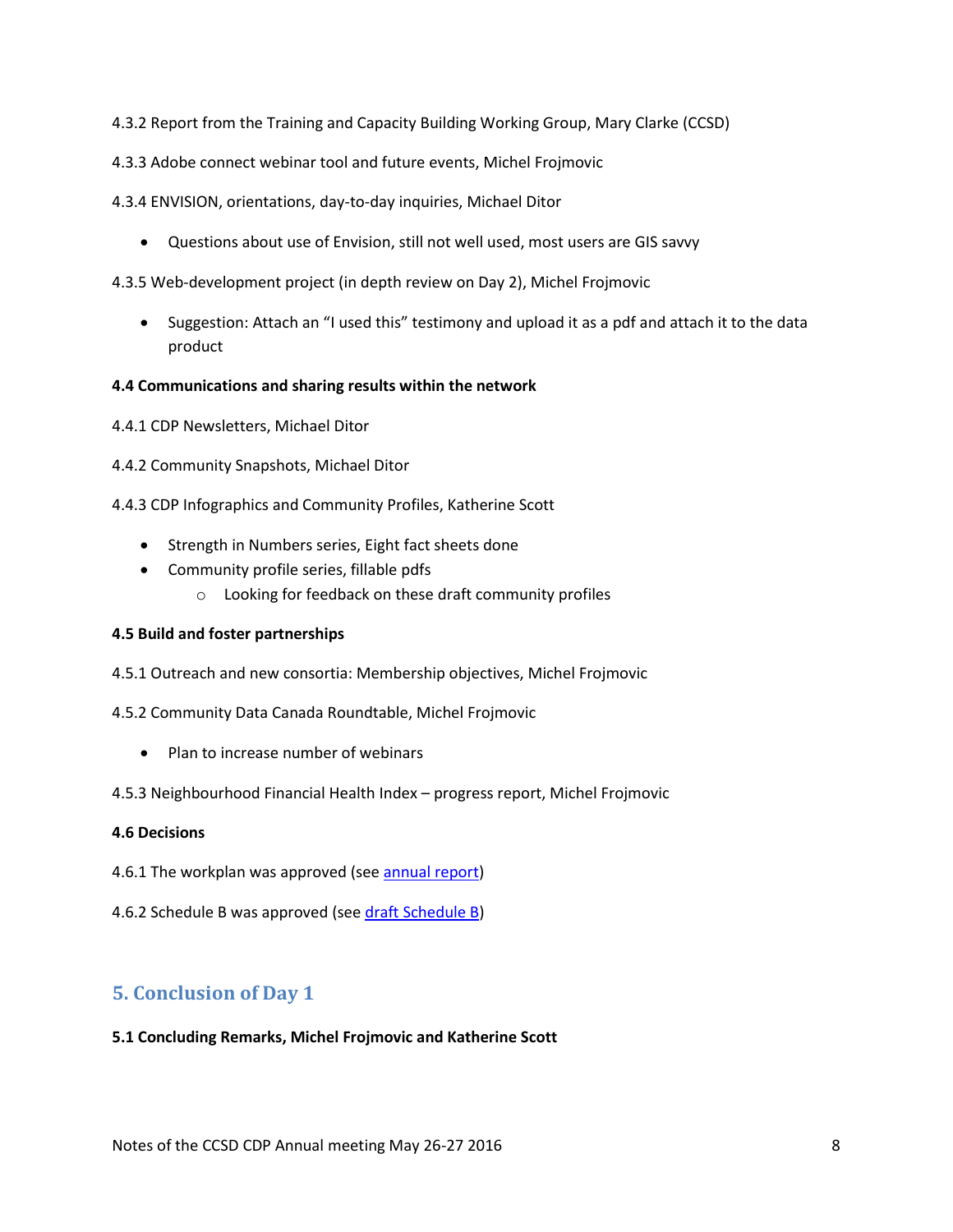4.3.2 Report from the Training and Capacity Building Working Group, Mary Clarke (CCSD)

4.3.3 Adobe connect webinar tool and future events, Michel Frojmovic

4.3.4 ENVISION, orientations, day-to-day inquiries, Michael Ditor

- Questions about use of Envision, still not well used, most users are GIS savvy

4.3.5 Web-development project (in depth review on Day 2), Michel Frojmovic

- Suggestion: Attach an "I used this" testimony and upload it as a pdf and attach it to the data product

**4.4 Communications and sharing results within the network**

4.4.1 CDP Newsletters, Michael Ditor

4.4.2 Community Snapshots, Michael Ditor

4.4.3 CDP Infographics and Community Profiles, Katherine Scott

- Strength in Numbers series, Eight fact sheets done
- Community profile series, fillable pdfs
    - Looking for feedback on these draft community profiles

**4.5 Build and foster partnerships**

4.5.1 Outreach and new consortia: Membership objectives, Michel Frojmovic

4.5.2 Community Data Canada Roundtable, Michel Frojmovic

- Plan to increase number of webinars

4.5.3 Neighbourhood Financial Health Index – progress report, Michel Frojmovic

**4.6 Decisions**

4.6.1 The workplan was approved (see annual report)

4.6.2 Schedule B was approved (see draft Schedule B)

## 5. Conclusion of Day 1

**5.1 Concluding Remarks, Michel Frojmovic and Katherine Scott**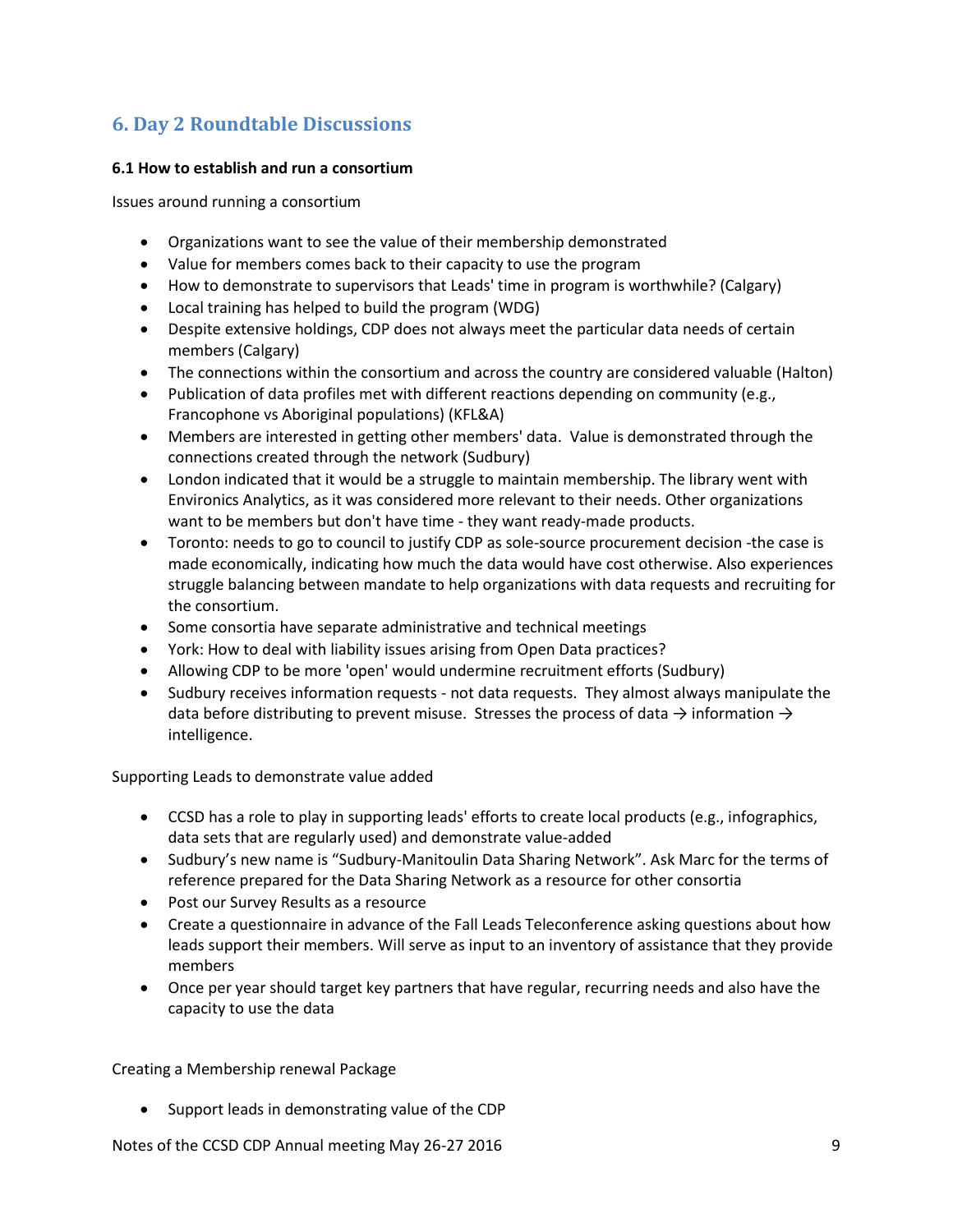## 6. Day 2 Roundtable Discussions

### 6.1 How to establish and run a consortium

Issues around running a consortium

- Organizations want to see the value of their membership demonstrated
- Value for members comes back to their capacity to use the program
- How to demonstrate to supervisors that Leads' time in program is worthwhile? (Calgary)
- Local training has helped to build the program (WDG)
- Despite extensive holdings, CDP does not always meet the particular data needs of certain members (Calgary)
- The connections within the consortium and across the country are considered valuable (Halton)
- Publication of data profiles met with different reactions depending on community (e.g., Francophone vs Aboriginal populations) (KFL&A)
- Members are interested in getting other members' data. Value is demonstrated through the connections created through the network (Sudbury)
- London indicated that it would be a struggle to maintain membership. The library went with Environics Analytics, as it was considered more relevant to their needs. Other organizations want to be members but don't have time - they want ready-made products.
- Toronto: needs to go to council to justify CDP as sole-source procurement decision -the case is made economically, indicating how much the data would have cost otherwise. Also experiences struggle balancing between mandate to help organizations with data requests and recruiting for the consortium.
- Some consortia have separate administrative and technical meetings
- York: How to deal with liability issues arising from Open Data practices?
- Allowing CDP to be more 'open' would undermine recruitment efforts (Sudbury)
- Sudbury receives information requests - not data requests. They almost always manipulate the data before distributing to prevent misuse. Stresses the process of data → information → intelligence.

Supporting Leads to demonstrate value added

- CCSD has a role to play in supporting leads' efforts to create local products (e.g., infographics, data sets that are regularly used) and demonstrate value-added
- Sudbury's new name is "Sudbury-Manitoulin Data Sharing Network". Ask Marc for the terms of reference prepared for the Data Sharing Network as a resource for other consortia
- Post our Survey Results as a resource
- Create a questionnaire in advance of the Fall Leads Teleconference asking questions about how leads support their members. Will serve as input to an inventory of assistance that they provide members
- Once per year should target key partners that have regular, recurring needs and also have the capacity to use the data

Creating a Membership renewal Package

- Support leads in demonstrating value of the CDP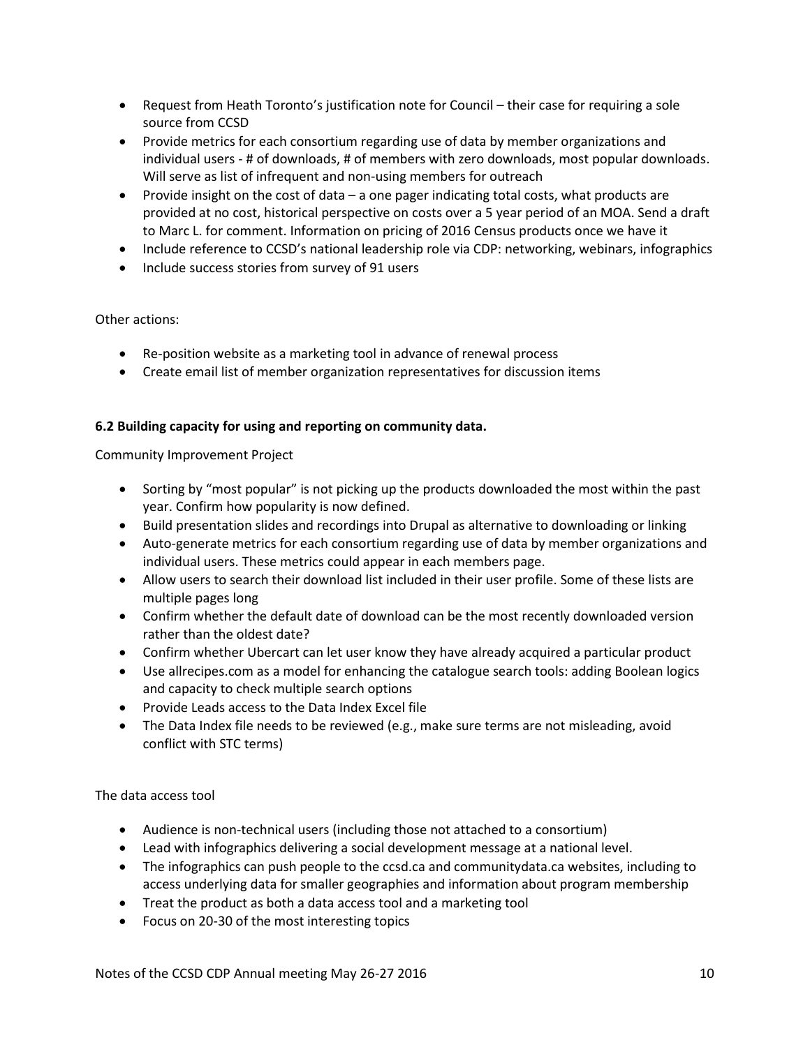- Request from Heath Toronto's justification note for Council – their case for requiring a sole source from CCSD
- Provide metrics for each consortium regarding use of data by member organizations and individual users - # of downloads, # of members with zero downloads, most popular downloads. Will serve as list of infrequent and non-using members for outreach
- Provide insight on the cost of data – a one pager indicating total costs, what products are provided at no cost, historical perspective on costs over a 5 year period of an MOA. Send a draft to Marc L. for comment. Information on pricing of 2016 Census products once we have it
- Include reference to CCSD's national leadership role via CDP: networking, webinars, infographics
- Include success stories from survey of 91 users

Other actions:

- Re-position website as a marketing tool in advance of renewal process
- Create email list of member organization representatives for discussion items

**6.2 Building capacity for using and reporting on community data.**

Community Improvement Project

- Sorting by "most popular" is not picking up the products downloaded the most within the past year. Confirm how popularity is now defined.
- Build presentation slides and recordings into Drupal as alternative to downloading or linking
- Auto-generate metrics for each consortium regarding use of data by member organizations and individual users. These metrics could appear in each members page.
- Allow users to search their download list included in their user profile. Some of these lists are multiple pages long
- Confirm whether the default date of download can be the most recently downloaded version rather than the oldest date?
- Confirm whether Ubercart can let user know they have already acquired a particular product
- Use allrecipes.com as a model for enhancing the catalogue search tools: adding Boolean logics and capacity to check multiple search options
- Provide Leads access to the Data Index Excel file
- The Data Index file needs to be reviewed (e.g., make sure terms are not misleading, avoid conflict with STC terms)

The data access tool

- Audience is non-technical users (including those not attached to a consortium)
- Lead with infographics delivering a social development message at a national level.
- The infographics can push people to the ccsd.ca and communitydata.ca websites, including to access underlying data for smaller geographies and information about program membership
- Treat the product as both a data access tool and a marketing tool
- Focus on 20-30 of the most interesting topics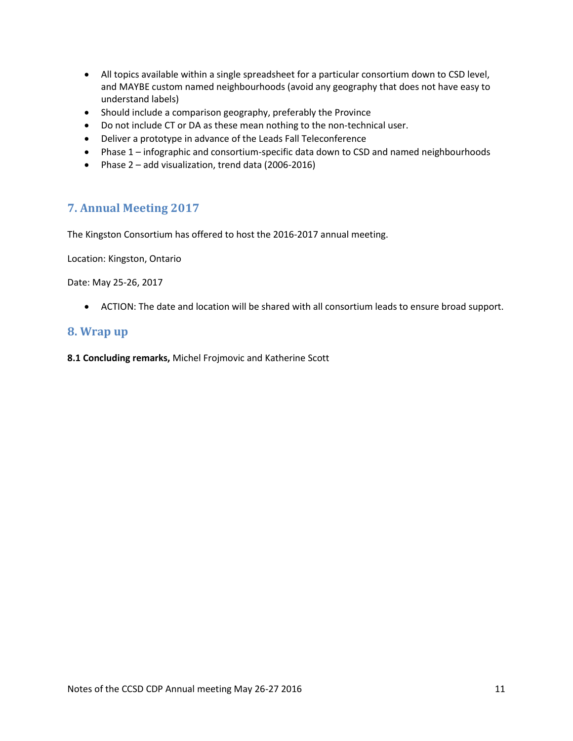- All topics available within a single spreadsheet for a particular consortium down to CSD level, and MAYBE custom named neighbourhoods (avoid any geography that does not have easy to understand labels)
- Should include a comparison geography, preferably the Province
- Do not include CT or DA as these mean nothing to the non-technical user.
- Deliver a prototype in advance of the Leads Fall Teleconference
- Phase 1 – infographic and consortium-specific data down to CSD and named neighbourhoods
- Phase 2 – add visualization, trend data (2006-2016)

## 7. Annual Meeting 2017

The Kingston Consortium has offered to host the 2016-2017 annual meeting.

Location: Kingston, Ontario

Date: May 25-26, 2017

- ACTION: The date and location will be shared with all consortium leads to ensure broad support.

## 8. Wrap up

**8.1 Concluding remarks,** Michel Frojmovic and Katherine Scott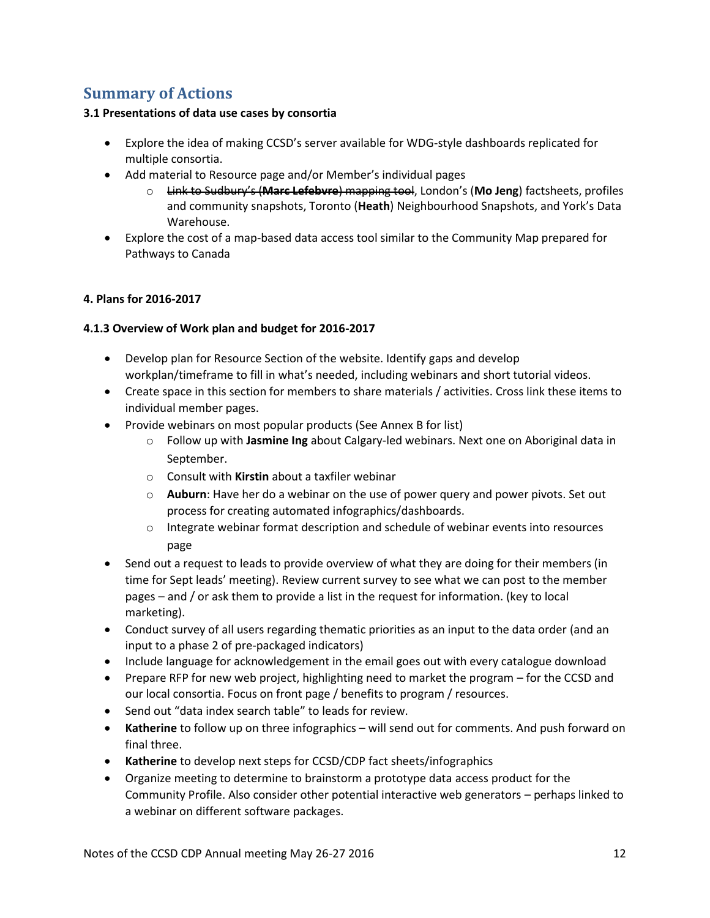## Summary of Actions

**3.1 Presentations of data use cases by consortia**

- Explore the idea of making CCSD's server available for WDG-style dashboards replicated for multiple consortia.
- Add material to Resource page and/or Member's individual pages
  - ~~Link to Sudbury's (**Marc Lefebvre**) mapping tool~~, London's (**Mo Jeng**) factsheets, profiles and community snapshots, Toronto (**Heath**) Neighbourhood Snapshots, and York's Data Warehouse.
- Explore the cost of a map-based data access tool similar to the Community Map prepared for Pathways to Canada

**4. Plans for 2016-2017**

**4.1.3 Overview of Work plan and budget for 2016-2017**

- Develop plan for Resource Section of the website. Identify gaps and develop workplan/timeframe to fill in what's needed, including webinars and short tutorial videos.
- Create space in this section for members to share materials / activities. Cross link these items to individual member pages.
- Provide webinars on most popular products (See Annex B for list)
  - Follow up with **Jasmine Ing** about Calgary-led webinars. Next one on Aboriginal data in September.
  - Consult with **Kirstin** about a taxfiler webinar
  - **Auburn**: Have her do a webinar on the use of power query and power pivots. Set out process for creating automated infographics/dashboards.
  - Integrate webinar format description and schedule of webinar events into resources page
- Send out a request to leads to provide overview of what they are doing for their members (in time for Sept leads' meeting). Review current survey to see what we can post to the member pages – and / or ask them to provide a list in the request for information. (key to local marketing).
- Conduct survey of all users regarding thematic priorities as an input to the data order (and an input to a phase 2 of pre-packaged indicators)
- Include language for acknowledgement in the email goes out with every catalogue download
- Prepare RFP for new web project, highlighting need to market the program – for the CCSD and our local consortia. Focus on front page / benefits to program / resources.
- Send out "data index search table" to leads for review.
- **Katherine** to follow up on three infographics – will send out for comments. And push forward on final three.
- **Katherine** to develop next steps for CCSD/CDP fact sheets/infographics
- Organize meeting to determine to brainstorm a prototype data access product for the Community Profile. Also consider other potential interactive web generators – perhaps linked to a webinar on different software packages.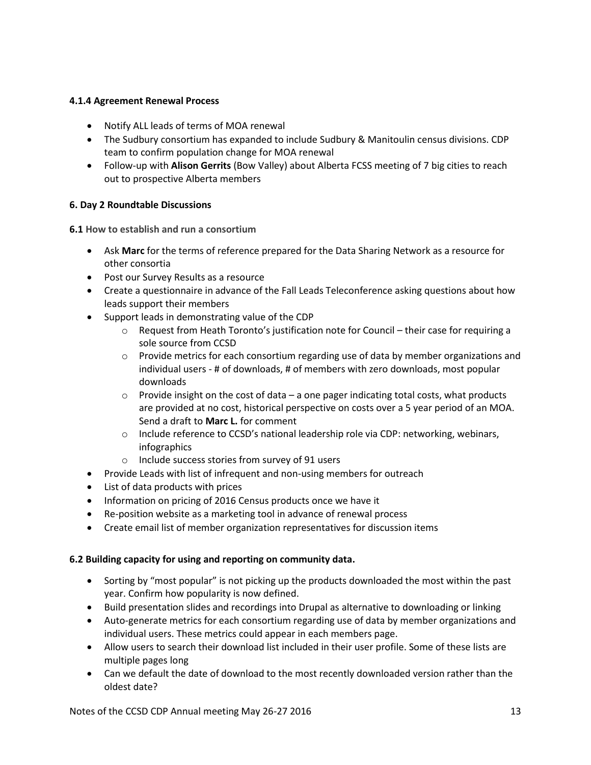#### 4.1.4 Agreement Renewal Process

- Notify ALL leads of terms of MOA renewal
- The Sudbury consortium has expanded to include Sudbury & Manitoulin census divisions. CDP team to confirm population change for MOA renewal
- Follow-up with **Alison Gerrits** (Bow Valley) about Alberta FCSS meeting of 7 big cities to reach out to prospective Alberta members

### 6. Day 2 Roundtable Discussions

**6.1** How to establish and run a consortium

- Ask **Marc** for the terms of reference prepared for the Data Sharing Network as a resource for other consortia
- Post our Survey Results as a resource
- Create a questionnaire in advance of the Fall Leads Teleconference asking questions about how leads support their members
- Support leads in demonstrating value of the CDP
  - Request from Heath Toronto's justification note for Council – their case for requiring a sole source from CCSD
  - Provide metrics for each consortium regarding use of data by member organizations and individual users - # of downloads, # of members with zero downloads, most popular downloads
  - Provide insight on the cost of data – a one pager indicating total costs, what products are provided at no cost, historical perspective on costs over a 5 year period of an MOA. Send a draft to **Marc L.** for comment
  - Include reference to CCSD's national leadership role via CDP: networking, webinars, infographics
  - Include success stories from survey of 91 users
- Provide Leads with list of infrequent and non-using members for outreach
- List of data products with prices
- Information on pricing of 2016 Census products once we have it
- Re-position website as a marketing tool in advance of renewal process
- Create email list of member organization representatives for discussion items

**6.2 Building capacity for using and reporting on community data.**

- Sorting by "most popular" is not picking up the products downloaded the most within the past year. Confirm how popularity is now defined.
- Build presentation slides and recordings into Drupal as alternative to downloading or linking
- Auto-generate metrics for each consortium regarding use of data by member organizations and individual users. These metrics could appear in each members page.
- Allow users to search their download list included in their user profile. Some of these lists are multiple pages long
- Can we default the date of download to the most recently downloaded version rather than the oldest date?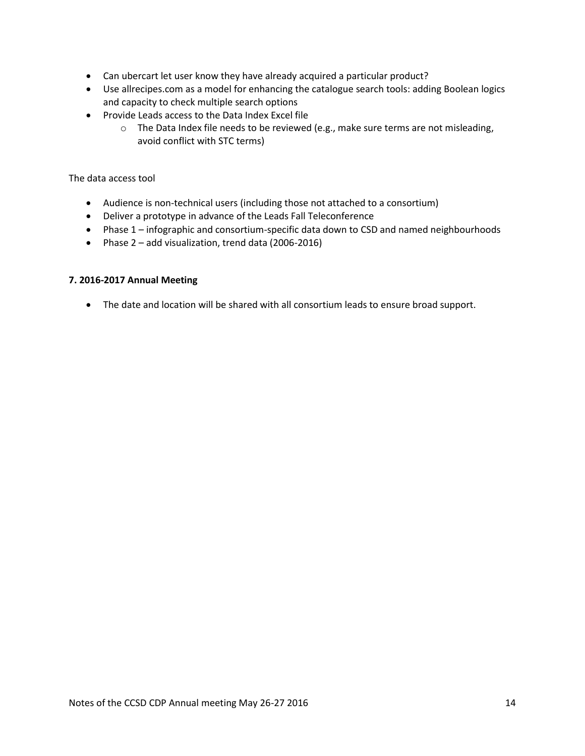- Can ubercart let user know they have already acquired a particular product?
- Use allrecipes.com as a model for enhancing the catalogue search tools: adding Boolean logics and capacity to check multiple search options
- Provide Leads access to the Data Index Excel file
    - The Data Index file needs to be reviewed (e.g., make sure terms are not misleading, avoid conflict with STC terms)

The data access tool

- Audience is non-technical users (including those not attached to a consortium)
- Deliver a prototype in advance of the Leads Fall Teleconference
- Phase 1 – infographic and consortium-specific data down to CSD and named neighbourhoods
- Phase 2 – add visualization, trend data (2006-2016)

**7. 2016-2017 Annual Meeting**

- The date and location will be shared with all consortium leads to ensure broad support.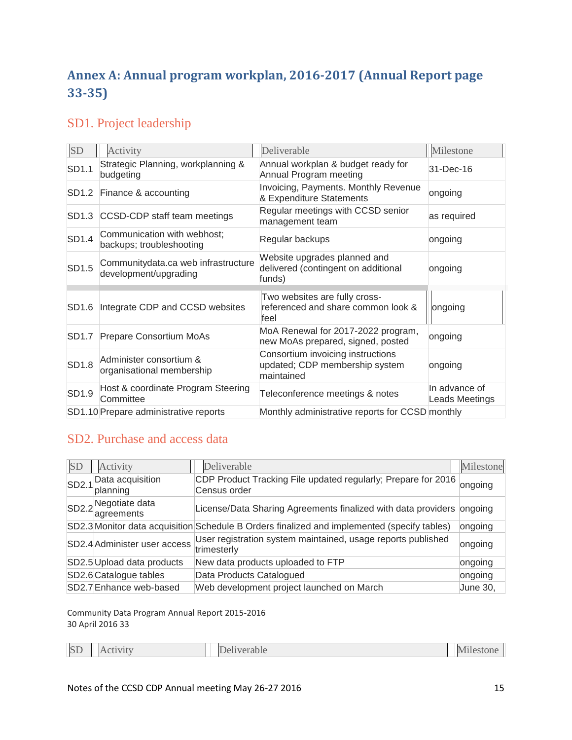## Annex A: Annual program workplan, 2016-2017 (Annual Report page 33-35)

### SD1. Project leadership

| SD | Activity | Deliverable | Milestone |
|---|---|---|---|
| SD1.1 | Strategic Planning, workplanning & budgeting | Annual workplan & budget ready for Annual Program meeting | 31-Dec-16 |
| SD1.2 | Finance & accounting | Invoicing, Payments. Monthly Revenue & Expenditure Statements | ongoing |
| SD1.3 | CCSD-CDP staff team meetings | Regular meetings with CCSD senior management team | as required |
| SD1.4 | Communication with webhost; backups; troubleshooting | Regular backups | ongoing |
| SD1.5 | Communitydata.ca web infrastructure development/upgrading | Website upgrades planned and delivered (contingent on additional funds) | ongoing |
| SD1.6 | Integrate CDP and CCSD websites | Two websites are fully cross-referenced and share common look & feel | ongoing |
| SD1.7 | Prepare Consortium MoAs | MoA Renewal for 2017-2022 program, new MoAs prepared, signed, posted | ongoing |
| SD1.8 | Administer consortium & organisational membership | Consortium invoicing instructions updated; CDP membership system maintained | ongoing |
| SD1.9 | Host & coordinate Program Steering Committee | Teleconference meetings & notes | In advance of Leads Meetings |
| SD1.10 | Prepare administrative reports | Monthly administrative reports for CCSD | monthly |

### SD2. Purchase and access data

| SD | Activity | Deliverable | Milestone |
|---|---|---|---|
| SD2.1 | Data acquisition planning | CDP Product Tracking File updated regularly; Prepare for 2016 Census order | ongoing |
| SD2.2 | Negotiate data agreements | License/Data Sharing Agreements finalized with data providers | ongoing |
| SD2.3 | Monitor data acquisition | Schedule B Orders finalized and implemented (specify tables) | ongoing |
| SD2.4 | Administer user access | User registration system maintained, usage reports published trimesterly | ongoing |
| SD2.5 | Upload data products | New data products uploaded to FTP | ongoing |
| SD2.6 | Catalogue tables | Data Products Catalogued | ongoing |
| SD2.7 | Enhance web-based | Web development project launched on March | June 30, |

Community Data Program Annual Report 2015-2016
30 April 2016 33

| SD | Activity | Deliverable | Milestone |
|---|---|---|---|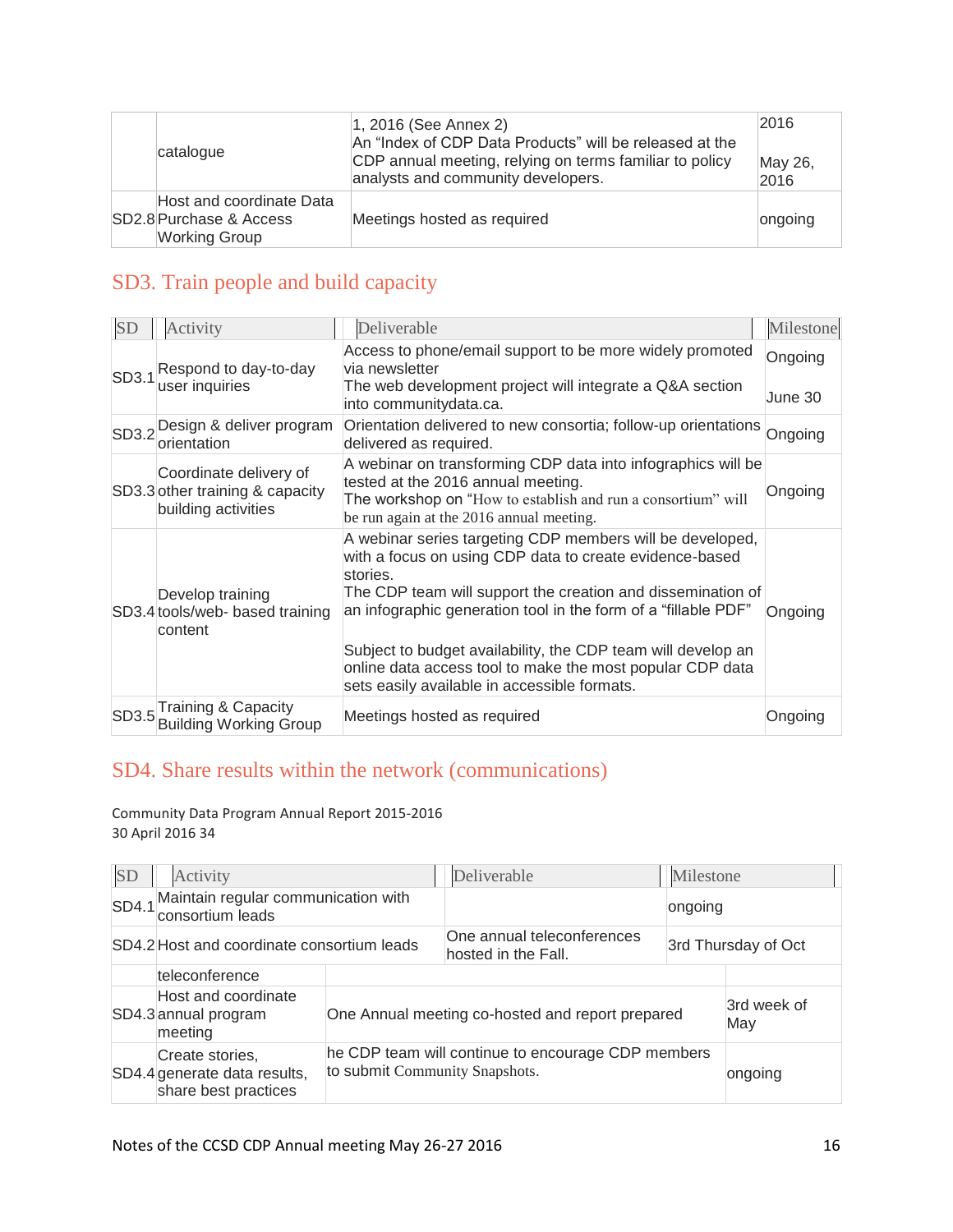| | catalogue | 1, 2016 (See Annex 2)<br>An "Index of CDP Data Products" will be released at the CDP annual meeting, relying on terms familiar to policy analysts and community developers. | 2016<br><br>May 26, 2016 |
|---|---|---|---|
| SD2.8 | Host and coordinate Data Purchase & Access Working Group | Meetings hosted as required | ongoing |

## SD3. Train people and build capacity

| SD | Activity | Deliverable | Milestone |
|---|---|---|---|
| SD3.1 | Respond to day-to-day user inquiries | Access to phone/email support to be more widely promoted via newsletter<br>The web development project will integrate a Q&A section into communitydata.ca. | Ongoing<br><br>June 30 |
| SD3.2 | Design & deliver program orientation | Orientation delivered to new consortia; follow-up orientations delivered as required. | Ongoing |
| SD3.3 | Coordinate delivery of other training & capacity building activities | A webinar on transforming CDP data into infographics will be tested at the 2016 annual meeting.<br>The workshop on "How to establish and run a consortium" will be run again at the 2016 annual meeting. | Ongoing |
| SD3.4 | Develop training tools/web- based training content | A webinar series targeting CDP members will be developed, with a focus on using CDP data to create evidence-based stories.<br>The CDP team will support the creation and dissemination of an infographic generation tool in the form of a "fillable PDF"<br><br>Subject to budget availability, the CDP team will develop an online data access tool to make the most popular CDP data sets easily available in accessible formats. | Ongoing |
| SD3.5 | Training & Capacity Building Working Group | Meetings hosted as required | Ongoing |

## SD4. Share results within the network (communications)

Community Data Program Annual Report 2015-2016
30 April 2016 34

| SD | Activity | Deliverable | Milestone |
|---|---|---|---|
| SD4.1 | Maintain regular communication with consortium leads | | ongoing |
| SD4.2 | Host and coordinate consortium leads teleconference | One annual teleconferences hosted in the Fall. | 3rd Thursday of Oct |
| SD4.3 | Host and coordinate annual program meeting | One Annual meeting co-hosted and report prepared | 3rd week of May |
| SD4.4 | Create stories, generate data results, share best practices | he CDP team will continue to encourage CDP members to submit Community Snapshots. | ongoing |

Notes of the CCSD CDP Annual meeting May 26-27 2016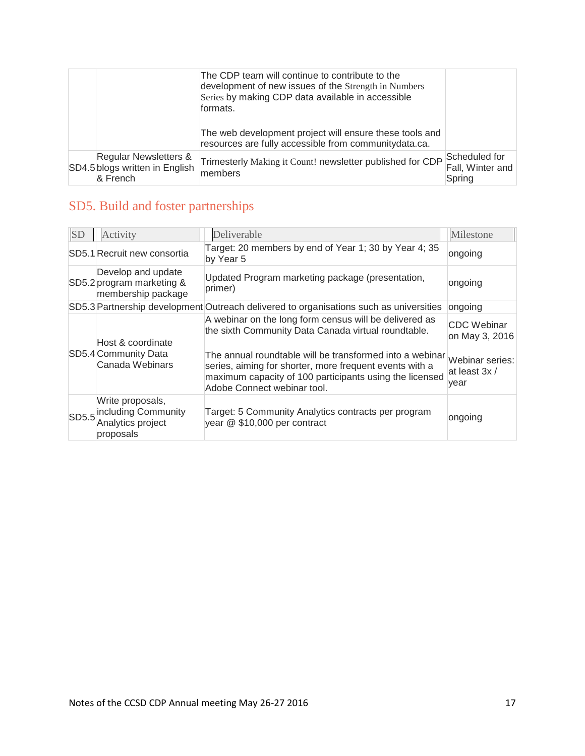| | | | |
|---|---|---|---|
| | | The CDP team will continue to contribute to the development of new issues of the Strength in Numbers Series by making CDP data available in accessible formats.<br><br>The web development project will ensure these tools and resources are fully accessible from communitydata.ca. | |
| SD4.5 | Regular Newsletters & blogs written in English & French | Trimesterly *Making it Count!* newsletter published for CDP members | Scheduled for Fall, Winter and Spring |

## SD5. Build and foster partnerships

| SD | Activity | Deliverable | Milestone |
|---|---|---|---|
| SD5.1 | Recruit new consortia | Target: 20 members by end of Year 1; 30 by Year 4; 35 by Year 5 | ongoing |
| SD5.2 | Develop and update program marketing & membership package | Updated Program marketing package (presentation, primer) | ongoing |
| SD5.3 | Partnership development | Outreach delivered to organisations such as universities | ongoing |
| SD5.4 | Host & coordinate Community Data Canada Webinars | A webinar on the long form census will be delivered as the sixth Community Data Canada virtual roundtable.<br><br>The annual roundtable will be transformed into a webinar series, aiming for shorter, more frequent events with a maximum capacity of 100 participants using the licensed Adobe Connect webinar tool. | CDC Webinar on May 3, 2016<br><br>Webinar series: at least 3x / year |
| SD5.5 | Write proposals, including Community Analytics project proposals | Target: 5 Community Analytics contracts per program year @ $10,000 per contract | ongoing |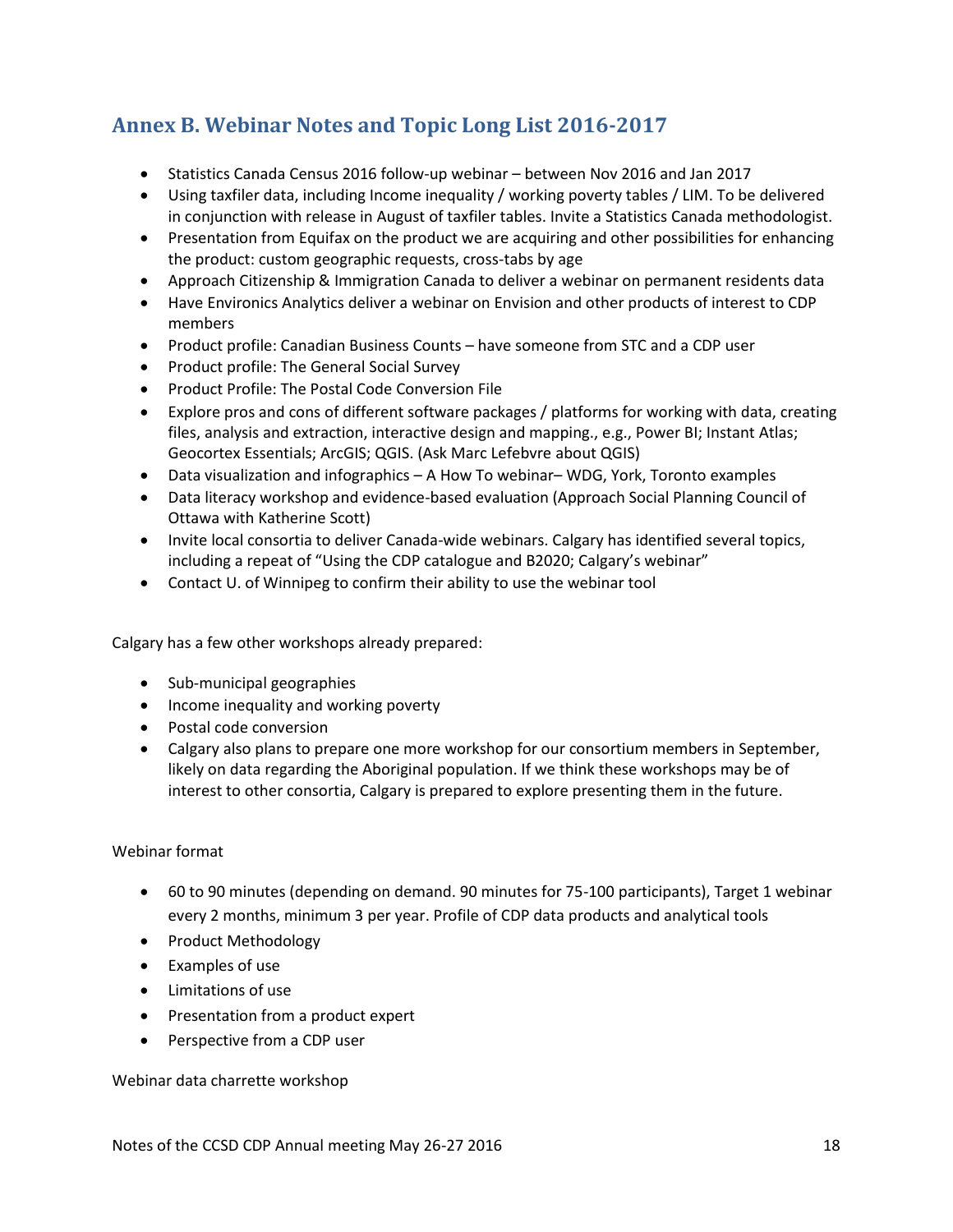## Annex B. Webinar Notes and Topic Long List 2016-2017

- Statistics Canada Census 2016 follow-up webinar – between Nov 2016 and Jan 2017
- Using taxfiler data, including Income inequality / working poverty tables / LIM. To be delivered in conjunction with release in August of taxfiler tables. Invite a Statistics Canada methodologist.
- Presentation from Equifax on the product we are acquiring and other possibilities for enhancing the product: custom geographic requests, cross-tabs by age
- Approach Citizenship & Immigration Canada to deliver a webinar on permanent residents data
- Have Environics Analytics deliver a webinar on Envision and other products of interest to CDP members
- Product profile: Canadian Business Counts – have someone from STC and a CDP user
- Product profile: The General Social Survey
- Product Profile: The Postal Code Conversion File
- Explore pros and cons of different software packages / platforms for working with data, creating files, analysis and extraction, interactive design and mapping., e.g., Power BI; Instant Atlas; Geocortex Essentials; ArcGIS; QGIS. (Ask Marc Lefebvre about QGIS)
- Data visualization and infographics – A How To webinar– WDG, York, Toronto examples
- Data literacy workshop and evidence-based evaluation (Approach Social Planning Council of Ottawa with Katherine Scott)
- Invite local consortia to deliver Canada-wide webinars. Calgary has identified several topics, including a repeat of "Using the CDP catalogue and B2020; Calgary's webinar"
- Contact U. of Winnipeg to confirm their ability to use the webinar tool

Calgary has a few other workshops already prepared:

- Sub-municipal geographies
- Income inequality and working poverty
- Postal code conversion
- Calgary also plans to prepare one more workshop for our consortium members in September, likely on data regarding the Aboriginal population. If we think these workshops may be of interest to other consortia, Calgary is prepared to explore presenting them in the future.

Webinar format

- 60 to 90 minutes (depending on demand. 90 minutes for 75-100 participants), Target 1 webinar every 2 months, minimum 3 per year. Profile of CDP data products and analytical tools
- Product Methodology
- Examples of use
- Limitations of use
- Presentation from a product expert
- Perspective from a CDP user

Webinar data charrette workshop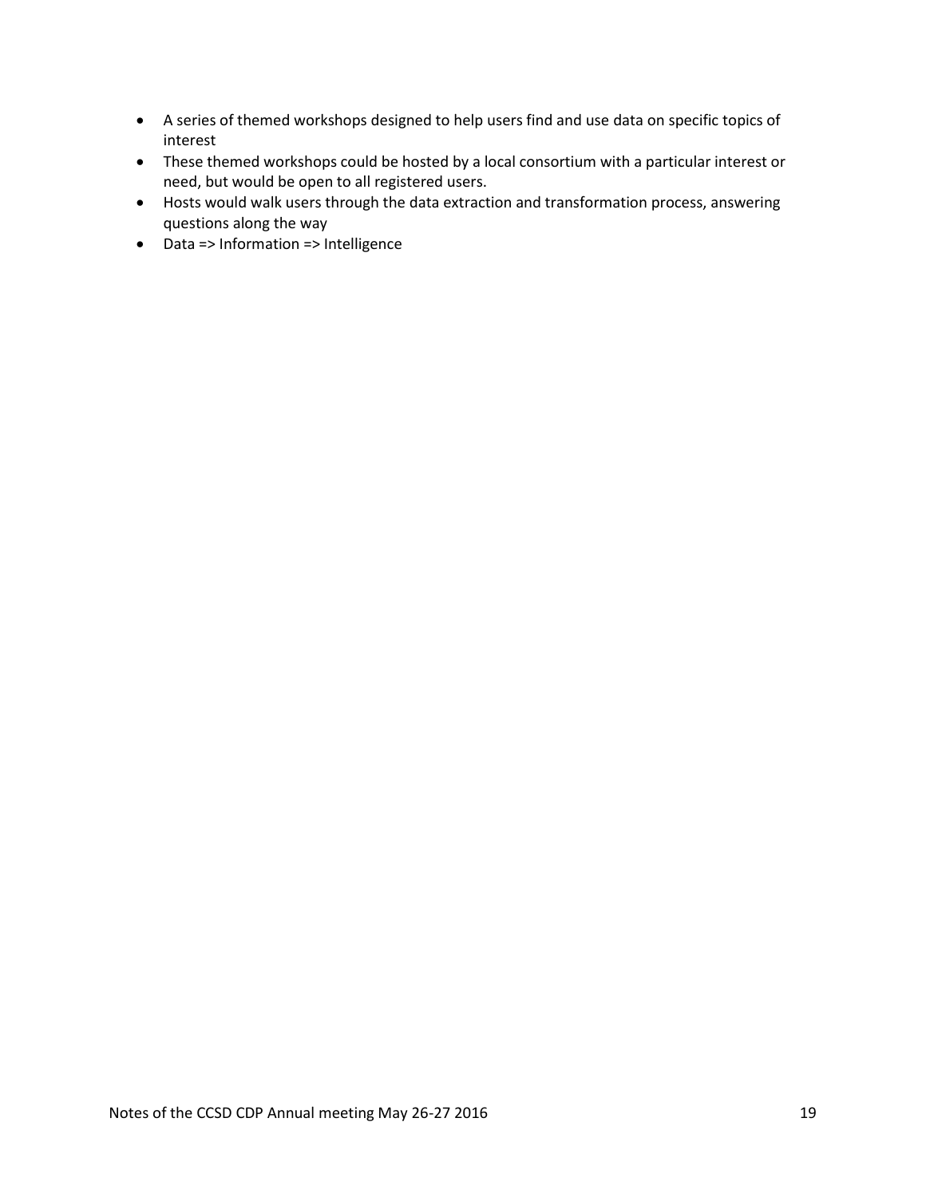- A series of themed workshops designed to help users find and use data on specific topics of interest
- These themed workshops could be hosted by a local consortium with a particular interest or need, but would be open to all registered users.
- Hosts would walk users through the data extraction and transformation process, answering questions along the way
- Data => Information => Intelligence